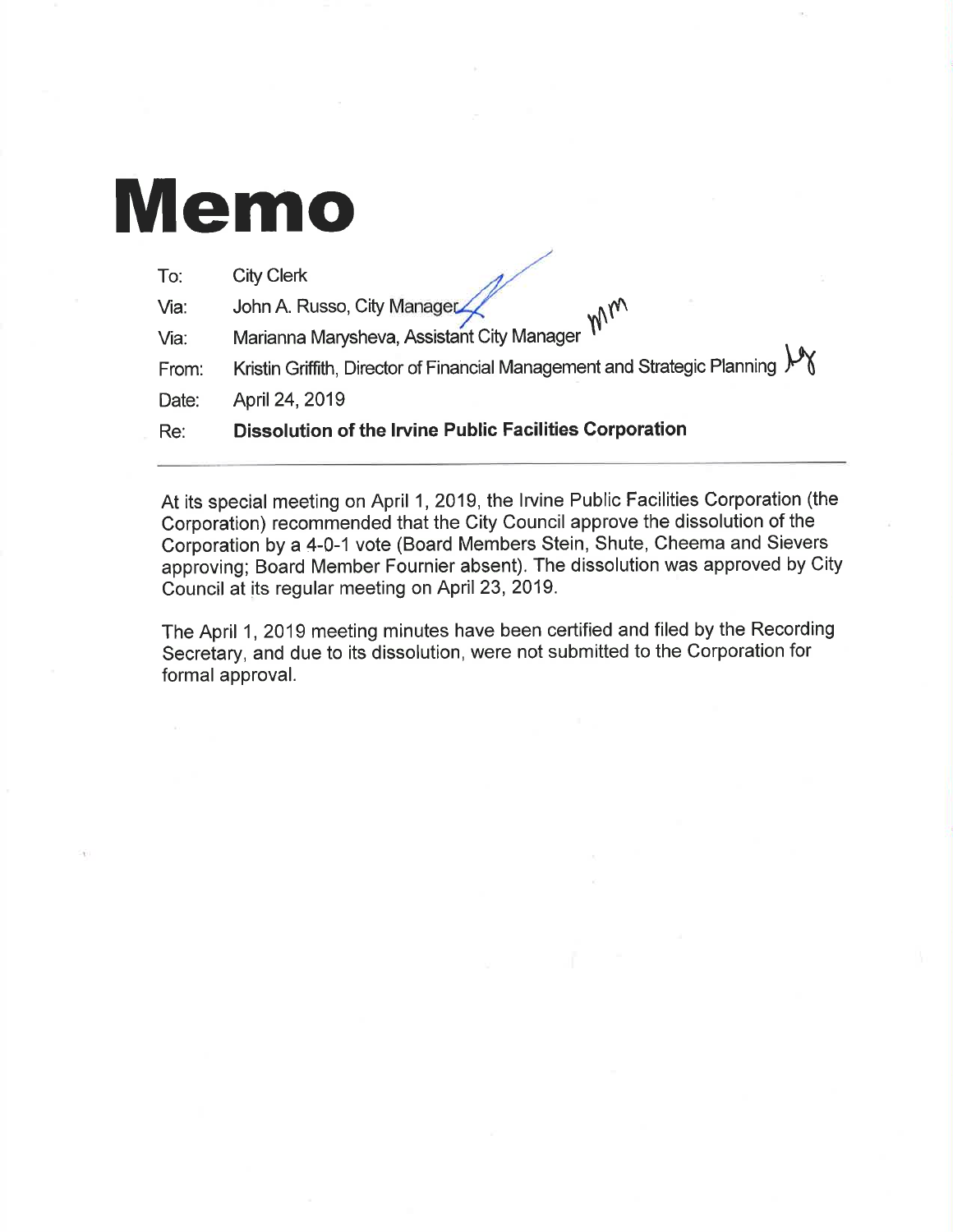# Memo

| | |
|---|---|
| To: | City Clerk |
| Via: | John A. Russo, City Manager |
| Via: | Marianna Marysheva, Assistant City Manager |
| From: | Kristin Griffith, Director of Financial Management and Strategic Planning |
| Date: | April 24, 2019 |
| Re: | **Dissolution of the Irvine Public Facilities Corporation** |

---

At its special meeting on April 1, 2019, the Irvine Public Facilities Corporation (the Corporation) recommended that the City Council approve the dissolution of the Corporation by a 4-0-1 vote (Board Members Stein, Shute, Cheema and Sievers approving; Board Member Fournier absent). The dissolution was approved by City Council at its regular meeting on April 23, 2019.

The April 1, 2019 meeting minutes have been certified and filed by the Recording Secretary, and due to its dissolution, were not submitted to the Corporation for formal approval.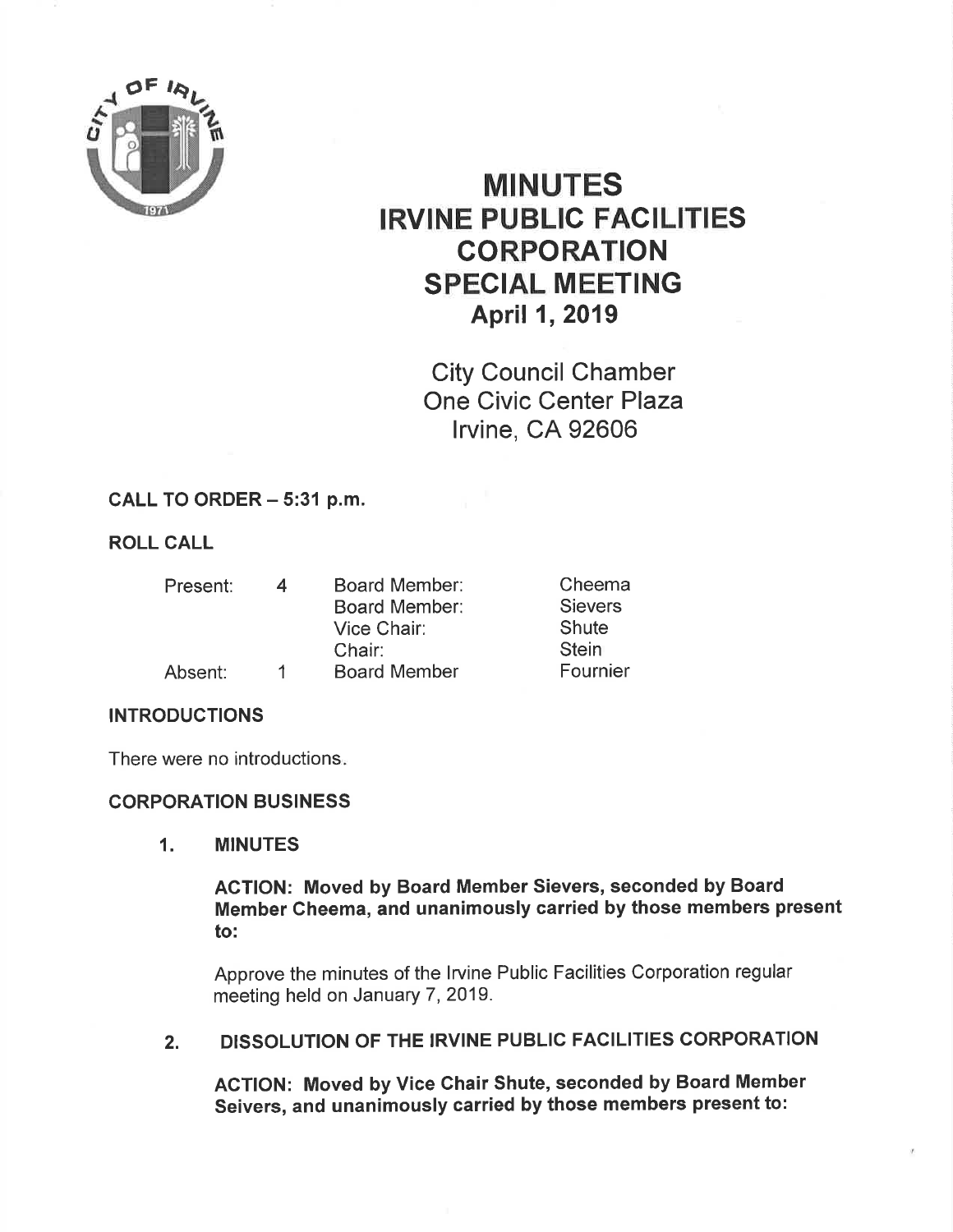# MINUTES
# IRVINE PUBLIC FACILITIES CORPORATION
# SPECIAL MEETING
## April 1, 2019

City Council Chamber
One Civic Center Plaza
Irvine, CA 92606

**CALL TO ORDER – 5:31 p.m.**

**ROLL CALL**

| | | | |
|---|---|---|---|
| Present: | 4 | Board Member: | Cheema |
| | | Board Member: | Sievers |
| | | Vice Chair: | Shute |
| | | Chair: | Stein |
| Absent: | 1 | Board Member | Fournier |

**INTRODUCTIONS**

There were no introductions.

**CORPORATION BUSINESS**

1. **MINUTES**

   **ACTION: Moved by Board Member Sievers, seconded by Board Member Cheema, and unanimously carried by those members present to:**

   Approve the minutes of the Irvine Public Facilities Corporation regular meeting held on January 7, 2019.

2. **DISSOLUTION OF THE IRVINE PUBLIC FACILITIES CORPORATION**

   **ACTION: Moved by Vice Chair Shute, seconded by Board Member Seivers, and unanimously carried by those members present to:**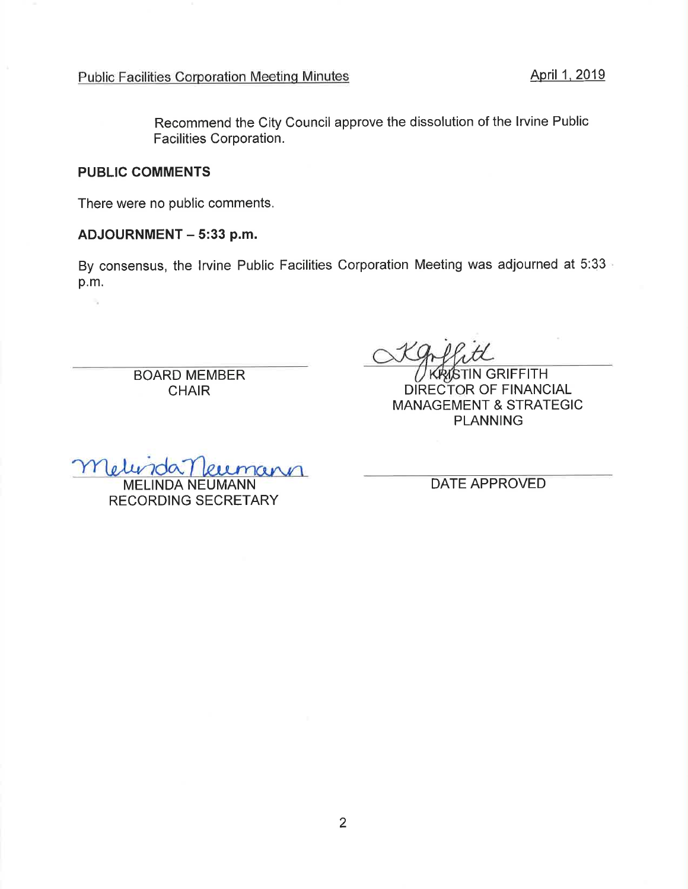Recommend the City Council approve the dissolution of the Irvine Public Facilities Corporation.

**PUBLIC COMMENTS**

There were no public comments.

**ADJOURNMENT – 5:33 p.m.**

By consensus, the Irvine Public Facilities Corporation Meeting was adjourned at 5:33 p.m.

BOARD MEMBER
CHAIR

KRISTIN GRIFFITH
DIRECTOR OF FINANCIAL MANAGEMENT & STRATEGIC PLANNING

MELINDA NEUMANN
RECORDING SECRETARY

DATE APPROVED